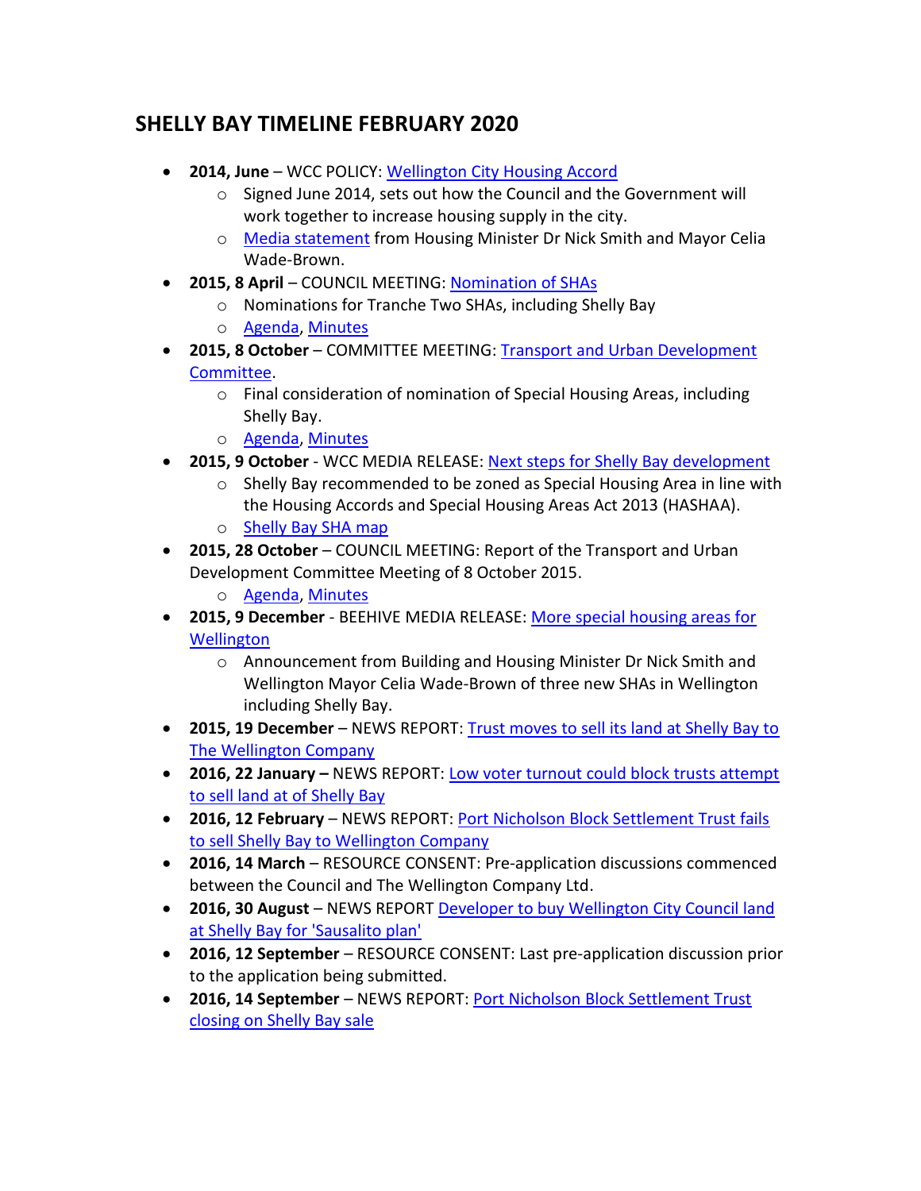## SHELLY BAY TIMELINE FEBRUARY 2020

- **2014, June** – WCC POLICY: Wellington City Housing Accord
  - Signed June 2014, sets out how the Council and the Government will work together to increase housing supply in the city.
  - Media statement from Housing Minister Dr Nick Smith and Mayor Celia Wade-Brown.
- **2015, 8 April** – COUNCIL MEETING: Nomination of SHAs
  - Nominations for Tranche Two SHAs, including Shelly Bay
  - Agenda, Minutes
- **2015, 8 October** – COMMITTEE MEETING: Transport and Urban Development Committee.
  - Final consideration of nomination of Special Housing Areas, including Shelly Bay.
  - Agenda, Minutes
- **2015, 9 October** - WCC MEDIA RELEASE: Next steps for Shelly Bay development
  - Shelly Bay recommended to be zoned as Special Housing Area in line with the Housing Accords and Special Housing Areas Act 2013 (HASHAA).
  - Shelly Bay SHA map
- **2015, 28 October** – COUNCIL MEETING: Report of the Transport and Urban Development Committee Meeting of 8 October 2015.
  - Agenda, Minutes
- **2015, 9 December** - BEEHIVE MEDIA RELEASE: More special housing areas for Wellington
  - Announcement from Building and Housing Minister Dr Nick Smith and Wellington Mayor Celia Wade-Brown of three new SHAs in Wellington including Shelly Bay.
- **2015, 19 December** – NEWS REPORT: Trust moves to sell its land at Shelly Bay to The Wellington Company
- **2016, 22 January –** NEWS REPORT: Low voter turnout could block trusts attempt to sell land at of Shelly Bay
- **2016, 12 February** – NEWS REPORT: Port Nicholson Block Settlement Trust fails to sell Shelly Bay to Wellington Company
- **2016, 14 March** – RESOURCE CONSENT: Pre-application discussions commenced between the Council and The Wellington Company Ltd.
- **2016, 30 August** – NEWS REPORT Developer to buy Wellington City Council land at Shelly Bay for 'Sausalito plan'
- **2016, 12 September** – RESOURCE CONSENT: Last pre-application discussion prior to the application being submitted.
- **2016, 14 September** – NEWS REPORT: Port Nicholson Block Settlement Trust closing on Shelly Bay sale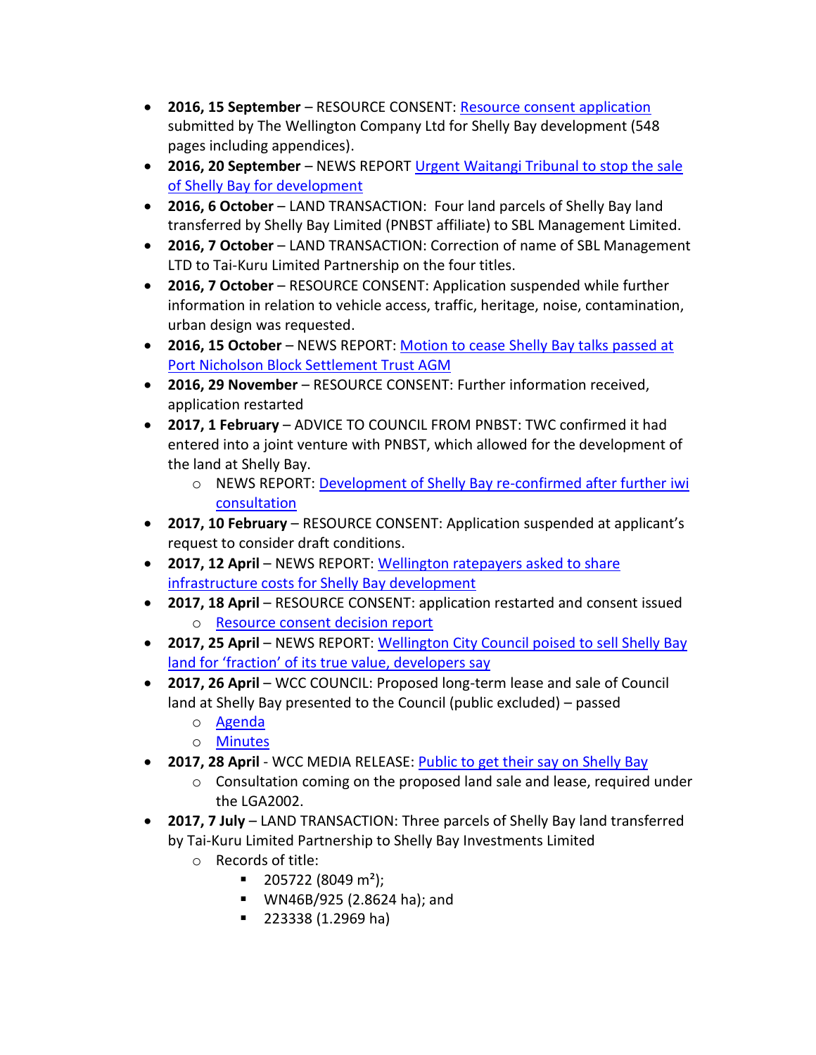- **2016, 15 September** – RESOURCE CONSENT: Resource consent application submitted by The Wellington Company Ltd for Shelly Bay development (548 pages including appendices).
- **2016, 20 September** – NEWS REPORT Urgent Waitangi Tribunal to stop the sale of Shelly Bay for development
- **2016, 6 October** – LAND TRANSACTION: Four land parcels of Shelly Bay land transferred by Shelly Bay Limited (PNBST affiliate) to SBL Management Limited.
- **2016, 7 October** – LAND TRANSACTION: Correction of name of SBL Management LTD to Tai-Kuru Limited Partnership on the four titles.
- **2016, 7 October** – RESOURCE CONSENT: Application suspended while further information in relation to vehicle access, traffic, heritage, noise, contamination, urban design was requested.
- **2016, 15 October** – NEWS REPORT: Motion to cease Shelly Bay talks passed at Port Nicholson Block Settlement Trust AGM
- **2016, 29 November** – RESOURCE CONSENT: Further information received, application restarted
- **2017, 1 February** – ADVICE TO COUNCIL FROM PNBST: TWC confirmed it had entered into a joint venture with PNBST, which allowed for the development of the land at Shelly Bay.
  - NEWS REPORT: Development of Shelly Bay re-confirmed after further iwi consultation
- **2017, 10 February** – RESOURCE CONSENT: Application suspended at applicant's request to consider draft conditions.
- **2017, 12 April** – NEWS REPORT: Wellington ratepayers asked to share infrastructure costs for Shelly Bay development
- **2017, 18 April** – RESOURCE CONSENT: application restarted and consent issued
  - Resource consent decision report
- **2017, 25 April** – NEWS REPORT: Wellington City Council poised to sell Shelly Bay land for 'fraction' of its true value, developers say
- **2017, 26 April** – WCC COUNCIL: Proposed long-term lease and sale of Council land at Shelly Bay presented to the Council (public excluded) – passed
  - Agenda
  - Minutes
- **2017, 28 April** - WCC MEDIA RELEASE: Public to get their say on Shelly Bay
  - Consultation coming on the proposed land sale and lease, required under the LGA2002.
- **2017, 7 July** – LAND TRANSACTION: Three parcels of Shelly Bay land transferred by Tai-Kuru Limited Partnership to Shelly Bay Investments Limited
  - Records of title:
    - 205722 (8049 m²);
    - WN46B/925 (2.8624 ha); and
    - 223338 (1.2969 ha)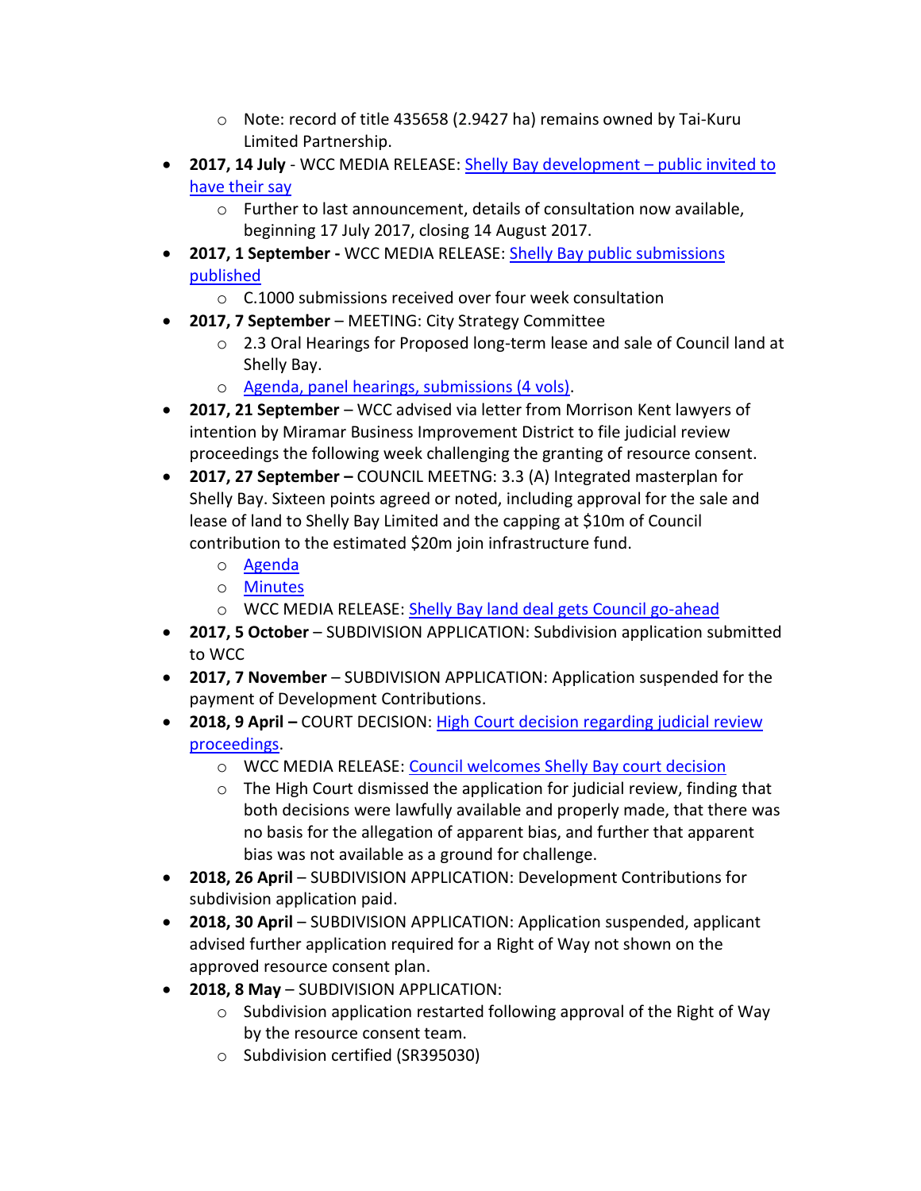- Note: record of title 435658 (2.9427 ha) remains owned by Tai-Kuru Limited Partnership.
- **2017, 14 July** - WCC MEDIA RELEASE: Shelly Bay development – public invited to have their say
  - Further to last announcement, details of consultation now available, beginning 17 July 2017, closing 14 August 2017.
- **2017, 1 September -** WCC MEDIA RELEASE: Shelly Bay public submissions published
  - C.1000 submissions received over four week consultation
- **2017, 7 September** – MEETING: City Strategy Committee
  - 2.3 Oral Hearings for Proposed long-term lease and sale of Council land at Shelly Bay.
  - Agenda, panel hearings, submissions (4 vols).
- **2017, 21 September** – WCC advised via letter from Morrison Kent lawyers of intention by Miramar Business Improvement District to file judicial review proceedings the following week challenging the granting of resource consent.
- **2017, 27 September –** COUNCIL MEETNG: 3.3 (A) Integrated masterplan for Shelly Bay. Sixteen points agreed or noted, including approval for the sale and lease of land to Shelly Bay Limited and the capping at $10m of Council contribution to the estimated $20m join infrastructure fund.
  - Agenda
  - Minutes
  - WCC MEDIA RELEASE: Shelly Bay land deal gets Council go-ahead
- **2017, 5 October** – SUBDIVISION APPLICATION: Subdivision application submitted to WCC
- **2017, 7 November** – SUBDIVISION APPLICATION: Application suspended for the payment of Development Contributions.
- **2018, 9 April –** COURT DECISION: High Court decision regarding judicial review proceedings.
  - WCC MEDIA RELEASE: Council welcomes Shelly Bay court decision
  - The High Court dismissed the application for judicial review, finding that both decisions were lawfully available and properly made, that there was no basis for the allegation of apparent bias, and further that apparent bias was not available as a ground for challenge.
- **2018, 26 April** – SUBDIVISION APPLICATION: Development Contributions for subdivision application paid.
- **2018, 30 April** – SUBDIVISION APPLICATION: Application suspended, applicant advised further application required for a Right of Way not shown on the approved resource consent plan.
- **2018, 8 May** – SUBDIVISION APPLICATION:
  - Subdivision application restarted following approval of the Right of Way by the resource consent team.
  - Subdivision certified (SR395030)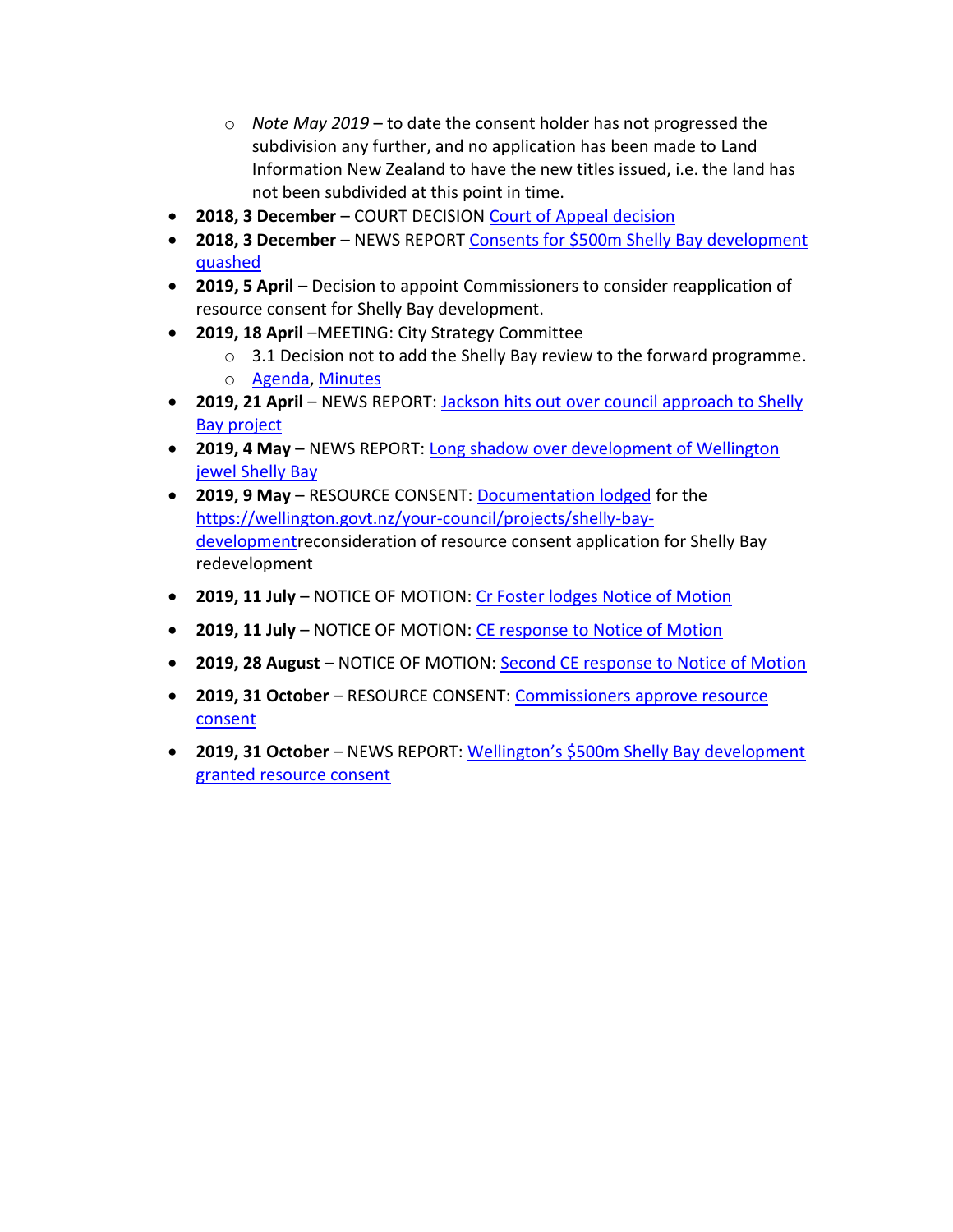- *Note May 2019* – to date the consent holder has not progressed the subdivision any further, and no application has been made to Land Information New Zealand to have the new titles issued, i.e. the land has not been subdivided at this point in time.
- **2018, 3 December** – COURT DECISION Court of Appeal decision
- **2018, 3 December** – NEWS REPORT Consents for $500m Shelly Bay development quashed
- **2019, 5 April** – Decision to appoint Commissioners to consider reapplication of resource consent for Shelly Bay development.
- **2019, 18 April** –MEETING: City Strategy Committee
   - 3.1 Decision not to add the Shelly Bay review to the forward programme.
   - Agenda, Minutes
- **2019, 21 April** – NEWS REPORT: Jackson hits out over council approach to Shelly Bay project
- **2019, 4 May** – NEWS REPORT: Long shadow over development of Wellington jewel Shelly Bay
- **2019, 9 May** – RESOURCE CONSENT: Documentation lodged for the https://wellington.govt.nz/your-council/projects/shelly-bay-developmentreconsideration of resource consent application for Shelly Bay redevelopment
- **2019, 11 July** – NOTICE OF MOTION: Cr Foster lodges Notice of Motion
- **2019, 11 July** – NOTICE OF MOTION: CE response to Notice of Motion
- **2019, 28 August** – NOTICE OF MOTION: Second CE response to Notice of Motion
- **2019, 31 October** – RESOURCE CONSENT: Commissioners approve resource consent
- **2019, 31 October** – NEWS REPORT: Wellington's $500m Shelly Bay development granted resource consent